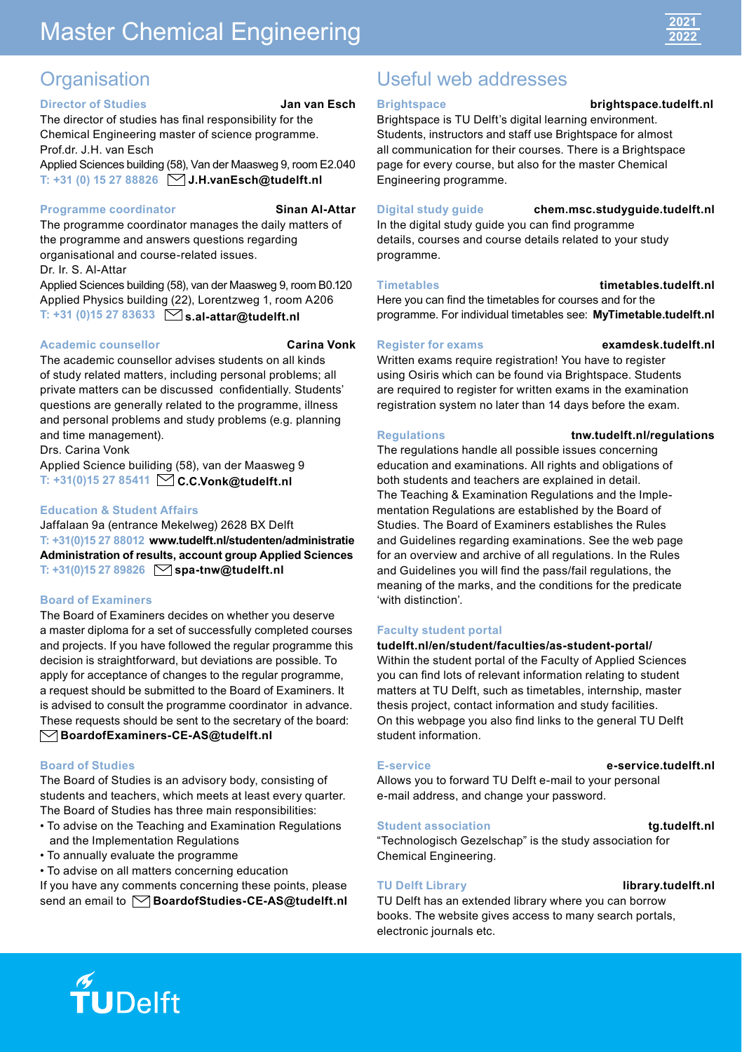# Master Chemical Engineering

2021
2022

## Organisation

### Director of Studies — Jan van Esch

The director of studies has final responsibility for the Chemical Engineering master of science programme.
Prof.dr. J.H. van Esch
Applied Sciences building (58), Van der Maasweg 9, room E2.040
T: +31 (0) 15 27 88826 **J.H.vanEsch@tudelft.nl**

### Programme coordinator — Sinan Al-Attar

The programme coordinator manages the daily matters of the programme and answers questions regarding organisational and course-related issues.
Dr. Ir. S. Al-Attar
Applied Sciences building (58), van der Maasweg 9, room B0.120
Applied Physics building (22), Lorentzweg 1, room A206
T: +31 (0)15 27 83633 **s.al-attar@tudelft.nl**

### Academic counsellor — Carina Vonk

The academic counsellor advises students on all kinds of study related matters, including personal problems; all private matters can be discussed confidentially. Students' questions are generally related to the programme, illness and personal problems and study problems (e.g. planning and time management).
Drs. Carina Vonk
Applied Science builiding (58), van der Maasweg 9
T: +31(0)15 27 85411 **C.C.Vonk@tudelft.nl**

### Education & Student Affairs

Jaffalaan 9a (entrance Mekelweg) 2628 BX Delft
T: +31(0)15 27 88012 **www.tudelft.nl/studenten/administratie**
**Administration of results, account group Applied Sciences**
T: +31(0)15 27 89826 **spa-tnw@tudelft.nl**

### Board of Examiners

The Board of Examiners decides on whether you deserve a master diploma for a set of successfully completed courses and projects. If you have followed the regular programme this decision is straightforward, but deviations are possible. To apply for acceptance of changes to the regular programme, a request should be submitted to the Board of Examiners. It is advised to consult the programme coordinator in advance. These requests should be sent to the secretary of the board:
**BoardofExaminers-CE-AS@tudelft.nl**

### Board of Studies

The Board of Studies is an advisory body, consisting of students and teachers, which meets at least every quarter. The Board of Studies has three main responsibilities:

- To advise on the Teaching and Examination Regulations and the Implementation Regulations
- To annually evaluate the programme
- To advise on all matters concerning education

If you have any comments concerning these points, please send an email to **BoardofStudies-CE-AS@tudelft.nl**

## Useful web addresses

### Brightspace — brightspace.tudelft.nl

Brightspace is TU Delft's digital learning environment. Students, instructors and staff use Brightspace for almost all communication for their courses. There is a Brightspace page for every course, but also for the master Chemical Engineering programme.

### Digital study guide — chem.msc.studyguide.tudelft.nl

In the digital study guide you can find programme details, courses and course details related to your study programme.

### Timetables — timetables.tudelft.nl

Here you can find the timetables for courses and for the programme. For individual timetables see: **MyTimetable.tudelft.nl**

### Register for exams — examdesk.tudelft.nl

Written exams require registration! You have to register using Osiris which can be found via Brightspace. Students are required to register for written exams in the examination registration system no later than 14 days before the exam.

### Regulations — tnw.tudelft.nl/regulations

The regulations handle all possible issues concerning education and examinations. All rights and obligations of both students and teachers are explained in detail. The Teaching & Examination Regulations and the Implementation Regulations are established by the Board of Studies. The Board of Examiners establishes the Rules and Guidelines regarding examinations. See the web page for an overview and archive of all regulations. In the Rules and Guidelines you will find the pass/fail regulations, the meaning of the marks, and the conditions for the predicate 'with distinction'.

### Faculty student portal

**tudelft.nl/en/student/faculties/as-student-portal/**
Within the student portal of the Faculty of Applied Sciences you can find lots of relevant information relating to student matters at TU Delft, such as timetables, internship, master thesis project, contact information and study facilities. On this webpage you also find links to the general TU Delft student information.

### E-service — e-service.tudelft.nl

Allows you to forward TU Delft e-mail to your personal e-mail address, and change your password.

### Student association — tg.tudelft.nl

"Technologisch Gezelschap" is the study association for Chemical Engineering.

### TU Delft Library — library.tudelft.nl

TU Delft has an extended library where you can borrow books. The website gives access to many search portals, electronic journals etc.

TUDelft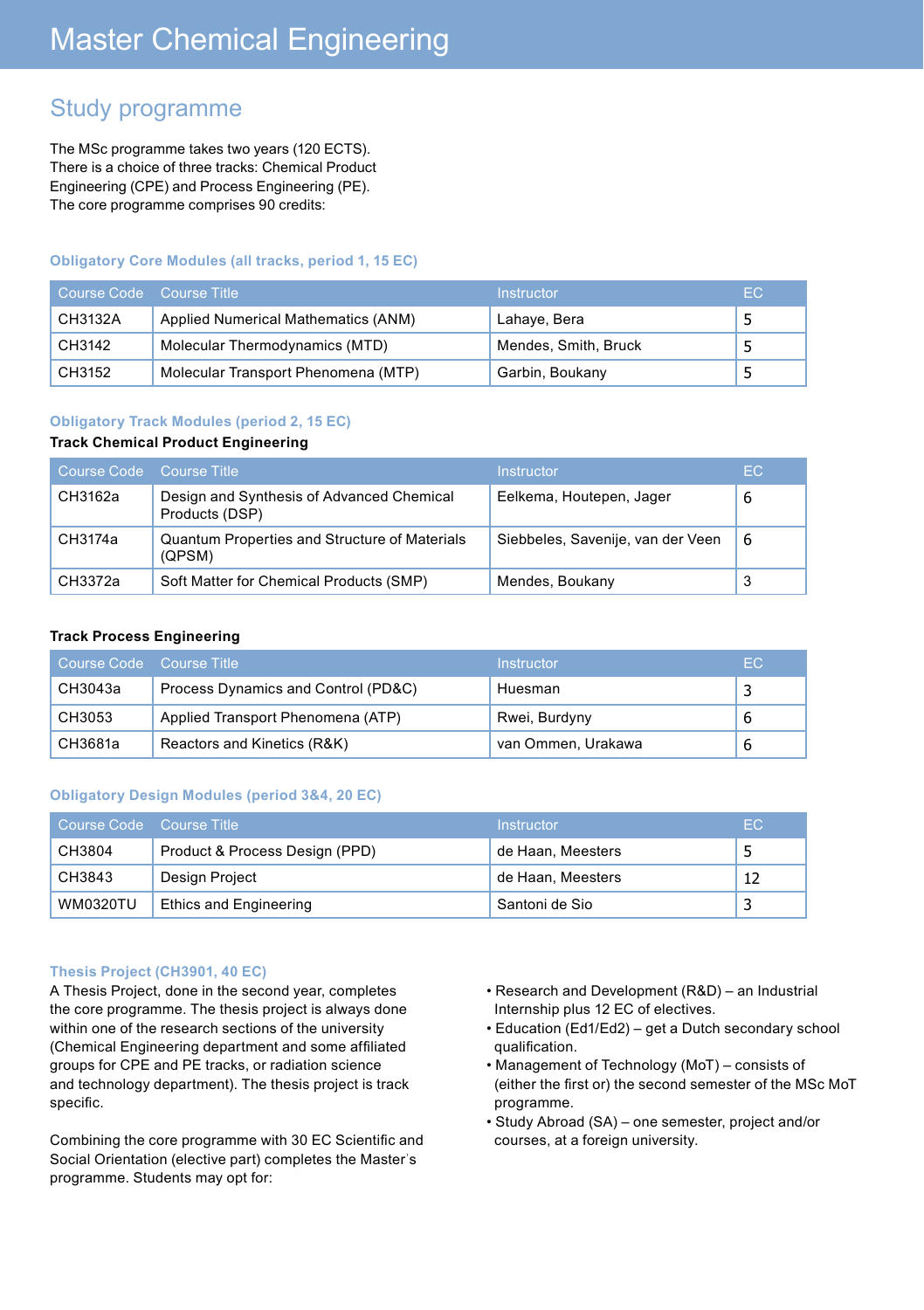# Master Chemical Engineering

## Study programme

The MSc programme takes two years (120 ECTS).
There is a choice of three tracks: Chemical Product Engineering (CPE) and Process Engineering (PE).
The core programme comprises 90 credits:

### Obligatory Core Modules (all tracks, period 1, 15 EC)

| Course Code | Course Title | Instructor | EC |
|---|---|---|---|
| CH3132A | Applied Numerical Mathematics (ANM) | Lahaye, Bera | 5 |
| CH3142 | Molecular Thermodynamics (MTD) | Mendes, Smith, Bruck | 5 |
| CH3152 | Molecular Transport Phenomena (MTP) | Garbin, Boukany | 5 |

### Obligatory Track Modules (period 2, 15 EC)

**Track Chemical Product Engineering**

| Course Code | Course Title | Instructor | EC |
|---|---|---|---|
| CH3162a | Design and Synthesis of Advanced Chemical Products (DSP) | Eelkema, Houtepen, Jager | 6 |
| CH3174a | Quantum Properties and Structure of Materials (QPSM) | Siebbeles, Savenije, van der Veen | 6 |
| CH3372a | Soft Matter for Chemical Products (SMP) | Mendes, Boukany | 3 |

**Track Process Engineering**

| Course Code | Course Title | Instructor | EC |
|---|---|---|---|
| CH3043a | Process Dynamics and Control (PD&C) | Huesman | 3 |
| CH3053 | Applied Transport Phenomena (ATP) | Rwei, Burdyny | 6 |
| CH3681a | Reactors and Kinetics (R&K) | van Ommen, Urakawa | 6 |

### Obligatory Design Modules (period 3&4, 20 EC)

| Course Code | Course Title | Instructor | EC |
|---|---|---|---|
| CH3804 | Product & Process Design (PPD) | de Haan, Meesters | 5 |
| CH3843 | Design Project | de Haan, Meesters | 12 |
| WM0320TU | Ethics and Engineering | Santoni de Sio | 3 |

### Thesis Project (CH3901, 40 EC)

A Thesis Project, done in the second year, completes the core programme. The thesis project is always done within one of the research sections of the university (Chemical Engineering department and some affiliated groups for CPE and PE tracks, or radiation science and technology department). The thesis project is track specific.

Combining the core programme with 30 EC Scientific and Social Orientation (elective part) completes the Master's programme. Students may opt for:

- Research and Development (R&D) – an Industrial Internship plus 12 EC of electives.
- Education (Ed1/Ed2) – get a Dutch secondary school qualification.
- Management of Technology (MoT) – consists of (either the first or) the second semester of the MSc MoT programme.
- Study Abroad (SA) – one semester, project and/or courses, at a foreign university.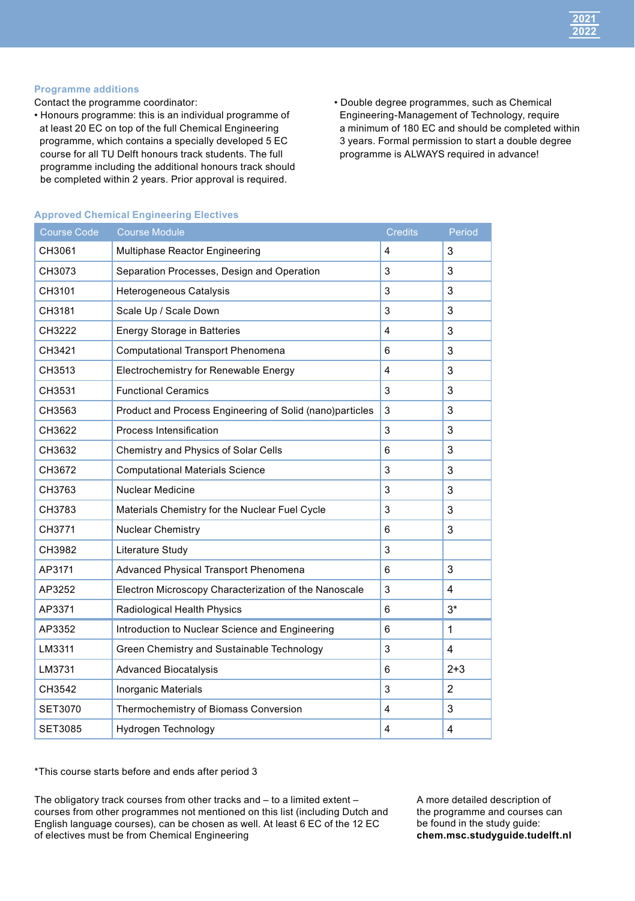### Programme additions

Contact the programme coordinator:

- Honours programme: this is an individual programme of at least 20 EC on top of the full Chemical Engineering programme, which contains a specially developed 5 EC course for all TU Delft honours track students. The full programme including the additional honours track should be completed within 2 years. Prior approval is required.
- Double degree programmes, such as Chemical Engineering-Management of Technology, require a minimum of 180 EC and should be completed within 3 years. Formal permission to start a double degree programme is ALWAYS required in advance!

### Approved Chemical Engineering Electives

| Course Code | Course Module | Credits | Period |
|---|---|---|---|
| CH3061 | Multiphase Reactor Engineering | 4 | 3 |
| CH3073 | Separation Processes, Design and Operation | 3 | 3 |
| CH3101 | Heterogeneous Catalysis | 3 | 3 |
| CH3181 | Scale Up / Scale Down | 3 | 3 |
| CH3222 | Energy Storage in Batteries | 4 | 3 |
| CH3421 | Computational Transport Phenomena | 6 | 3 |
| CH3513 | Electrochemistry for Renewable Energy | 4 | 3 |
| CH3531 | Functional Ceramics | 3 | 3 |
| CH3563 | Product and Process Engineering of Solid (nano)particles | 3 | 3 |
| CH3622 | Process Intensification | 3 | 3 |
| CH3632 | Chemistry and Physics of Solar Cells | 6 | 3 |
| CH3672 | Computational Materials Science | 3 | 3 |
| CH3763 | Nuclear Medicine | 3 | 3 |
| CH3783 | Materials Chemistry for the Nuclear Fuel Cycle | 3 | 3 |
| CH3771 | Nuclear Chemistry | 6 | 3 |
| CH3982 | Literature Study | 3 | |
| AP3171 | Advanced Physical Transport Phenomena | 6 | 3 |
| AP3252 | Electron Microscopy Characterization of the Nanoscale | 3 | 4 |
| AP3371 | Radiological Health Physics | 6 | 3* |
| AP3352 | Introduction to Nuclear Science and Engineering | 6 | 1 |
| LM3311 | Green Chemistry and Sustainable Technology | 3 | 4 |
| LM3731 | Advanced Biocatalysis | 6 | 2+3 |
| CH3542 | Inorganic Materials | 3 | 2 |
| SET3070 | Thermochemistry of Biomass Conversion | 4 | 3 |
| SET3085 | Hydrogen Technology | 4 | 4 |

*This course starts before and ends after period 3

The obligatory track courses from other tracks and – to a limited extent – courses from other programmes not mentioned on this list (including Dutch and English language courses), can be chosen as well. At least 6 EC of the 12 EC of electives must be from Chemical Engineering

A more detailed description of the programme and courses can be found in the study guide: **chem.msc.studyguide.tudelft.nl**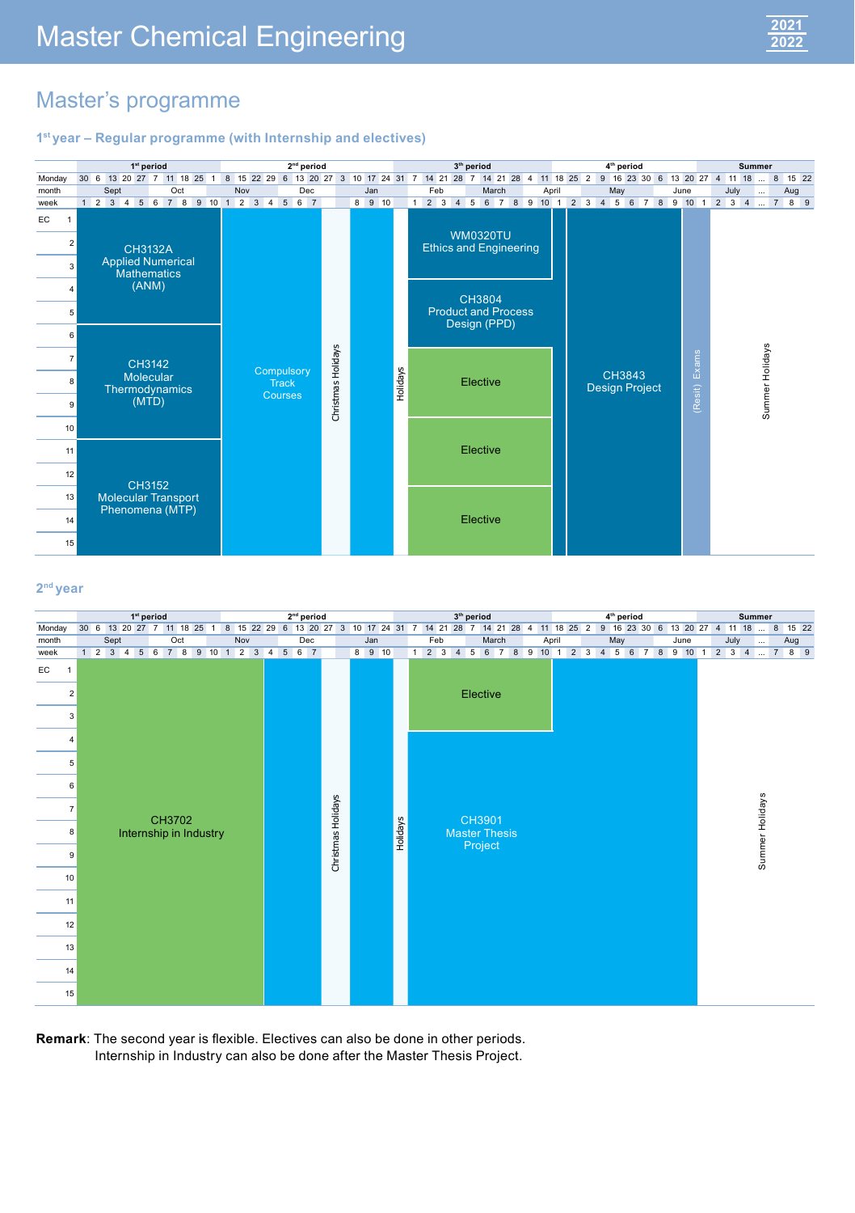# Master Chemical Engineering

2021
2022

## Master's programme

### 1st year – Regular programme (with Internship and electives)

| | 1st period | 2nd period | | | 3rd period | 4th period | | Summer |
|---|---|---|---|---|---|---|---|---|
| EC 1–15 | CH3132A Applied Numerical Mathematics (ANM) (EC 1–5); CH3142 Molecular Thermodynamics (MTD) (EC 6–10); CH3152 Molecular Transport Phenomena (MTP) (EC 11–15) | Compulsory Track Courses | Christmas Holidays | Holidays | WM0320TU Ethics and Engineering (EC 1–3); CH3804 Product and Process Design (PPD) (EC 4–6); Elective (EC 7–9); Elective (EC 10–12); Elective (EC 13–15) | CH3843 Design Project | (Resit) Exams | Summer Holidays |

Monday: 30 6 13 20 27 | 4 11 18 25 | 1 8 15 22 29 | 6 13 20 27 | 3 10 17 24 31 | 7 14 21 28 | 7 14 21 28 | 4 11 18 25 | 2 9 16 23 30 | 6 13 20 27 | 4 11 18 ... | 8 15 22

Month: Sept, Oct, Nov, Dec, Jan, Feb, March, April, May, June, July, ..., Aug

Week: 1 2 3 4 5 6 7 8 9 10 | 1 2 3 4 5 6 7 | 8 9 10 | 1 2 3 4 5 6 7 8 9 10 | 1 2 3 4 5 6 7 8 9 10 | 1 2 3 4 ... 7 8 9

### 2nd year

| | 1st period | 2nd period | | | 3rd period | 4th period | Summer |
|---|---|---|---|---|---|---|---|
| EC 1–15 | CH3702 Internship in Industry | | Christmas Holidays | Holidays | Elective (EC 1–3); CH3901 Master Thesis Project | CH3901 Master Thesis Project | Summer Holidays |

**Remark**: The second year is flexible. Electives can also be done in other periods.
Internship in Industry can also be done after the Master Thesis Project.